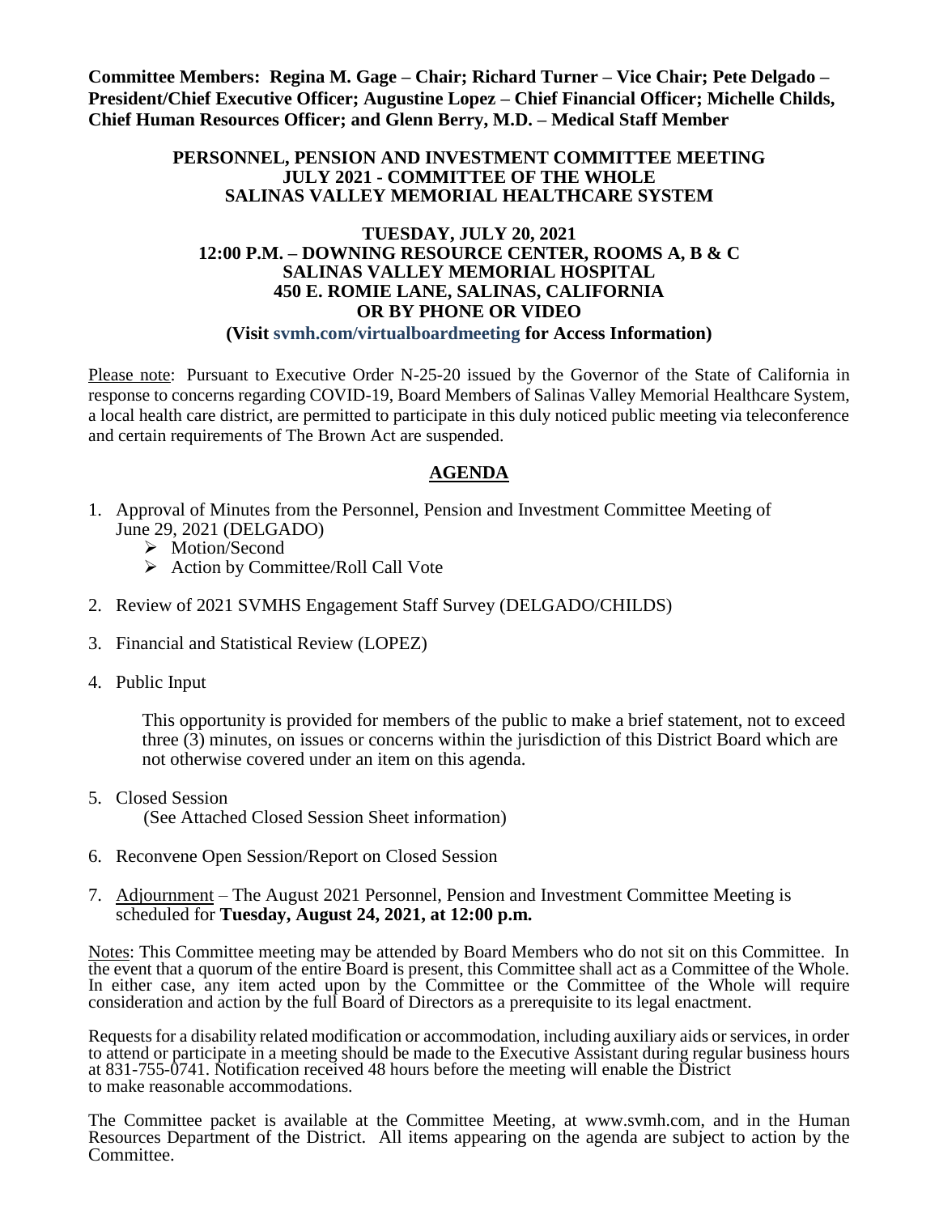**Committee Members: Regina M. Gage – Chair; Richard Turner – Vice Chair; Pete Delgado – President/Chief Executive Officer; Augustine Lopez – Chief Financial Officer; Michelle Childs, Chief Human Resources Officer; and Glenn Berry, M.D. – Medical Staff Member**

**PERSONNEL, PENSION AND INVESTMENT COMMITTEE MEETING**
**JULY 2021 - COMMITTEE OF THE WHOLE**
**SALINAS VALLEY MEMORIAL HEALTHCARE SYSTEM**

**TUESDAY, JULY 20, 2021**
**12:00 P.M. – DOWNING RESOURCE CENTER, ROOMS A, B & C**
**SALINAS VALLEY MEMORIAL HOSPITAL**
**450 E. ROMIE LANE, SALINAS, CALIFORNIA**
**OR BY PHONE OR VIDEO**
**(Visit svmh.com/virtualboardmeeting for Access Information)**

Please note: Pursuant to Executive Order N-25-20 issued by the Governor of the State of California in response to concerns regarding COVID-19, Board Members of Salinas Valley Memorial Healthcare System, a local health care district, are permitted to participate in this duly noticed public meeting via teleconference and certain requirements of The Brown Act are suspended.

## AGENDA

1. Approval of Minutes from the Personnel, Pension and Investment Committee Meeting of June 29, 2021 (DELGADO)
   - Motion/Second
   - Action by Committee/Roll Call Vote

2. Review of 2021 SVMHS Engagement Staff Survey (DELGADO/CHILDS)

3. Financial and Statistical Review (LOPEZ)

4. Public Input

   This opportunity is provided for members of the public to make a brief statement, not to exceed three (3) minutes, on issues or concerns within the jurisdiction of this District Board which are not otherwise covered under an item on this agenda.

5. Closed Session
   (See Attached Closed Session Sheet information)

6. Reconvene Open Session/Report on Closed Session

7. Adjournment – The August 2021 Personnel, Pension and Investment Committee Meeting is scheduled for **Tuesday, August 24, 2021, at 12:00 p.m.**

Notes: This Committee meeting may be attended by Board Members who do not sit on this Committee. In the event that a quorum of the entire Board is present, this Committee shall act as a Committee of the Whole. In either case, any item acted upon by the Committee or the Committee of the Whole will require consideration and action by the full Board of Directors as a prerequisite to its legal enactment.

Requests for a disability related modification or accommodation, including auxiliary aids or services, in order to attend or participate in a meeting should be made to the Executive Assistant during regular business hours at 831-755-0741. Notification received 48 hours before the meeting will enable the District to make reasonable accommodations.

The Committee packet is available at the Committee Meeting, at www.svmh.com, and in the Human Resources Department of the District. All items appearing on the agenda are subject to action by the Committee.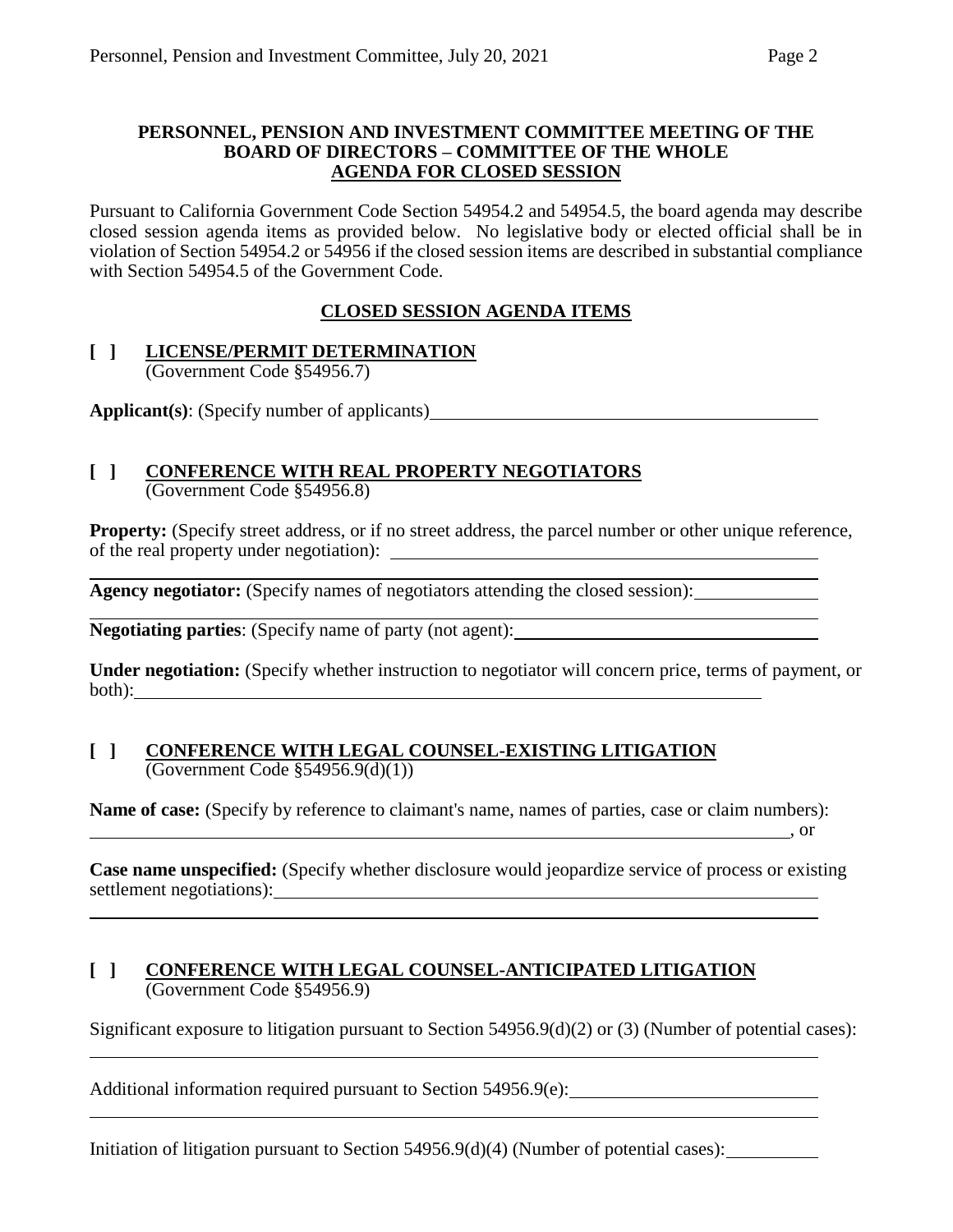**PERSONNEL, PENSION AND INVESTMENT COMMITTEE MEETING OF THE BOARD OF DIRECTORS – COMMITTEE OF THE WHOLE**
**AGENDA FOR CLOSED SESSION**

Pursuant to California Government Code Section 54954.2 and 54954.5, the board agenda may describe closed session agenda items as provided below. No legislative body or elected official shall be in violation of Section 54954.2 or 54956 if the closed session items are described in substantial compliance with Section 54954.5 of the Government Code.

## CLOSED SESSION AGENDA ITEMS

**[ ] LICENSE/PERMIT DETERMINATION**
(Government Code §54956.7)

**Applicant(s)**: (Specify number of applicants)

**[ ] CONFERENCE WITH REAL PROPERTY NEGOTIATORS**
(Government Code §54956.8)

**Property:** (Specify street address, or if no street address, the parcel number or other unique reference, of the real property under negotiation):

**Agency negotiator:** (Specify names of negotiators attending the closed session):

**Negotiating parties**: (Specify name of party (not agent):

**Under negotiation:** (Specify whether instruction to negotiator will concern price, terms of payment, or both):

**[ ] CONFERENCE WITH LEGAL COUNSEL-EXISTING LITIGATION**
(Government Code §54956.9(d)(1))

**Name of case:** (Specify by reference to claimant's name, names of parties, case or claim numbers):
, or

**Case name unspecified:** (Specify whether disclosure would jeopardize service of process or existing settlement negotiations):

**[ ] CONFERENCE WITH LEGAL COUNSEL-ANTICIPATED LITIGATION**
(Government Code §54956.9)

Significant exposure to litigation pursuant to Section 54956.9(d)(2) or (3) (Number of potential cases):

Additional information required pursuant to Section 54956.9(e):

Initiation of litigation pursuant to Section 54956.9(d)(4) (Number of potential cases):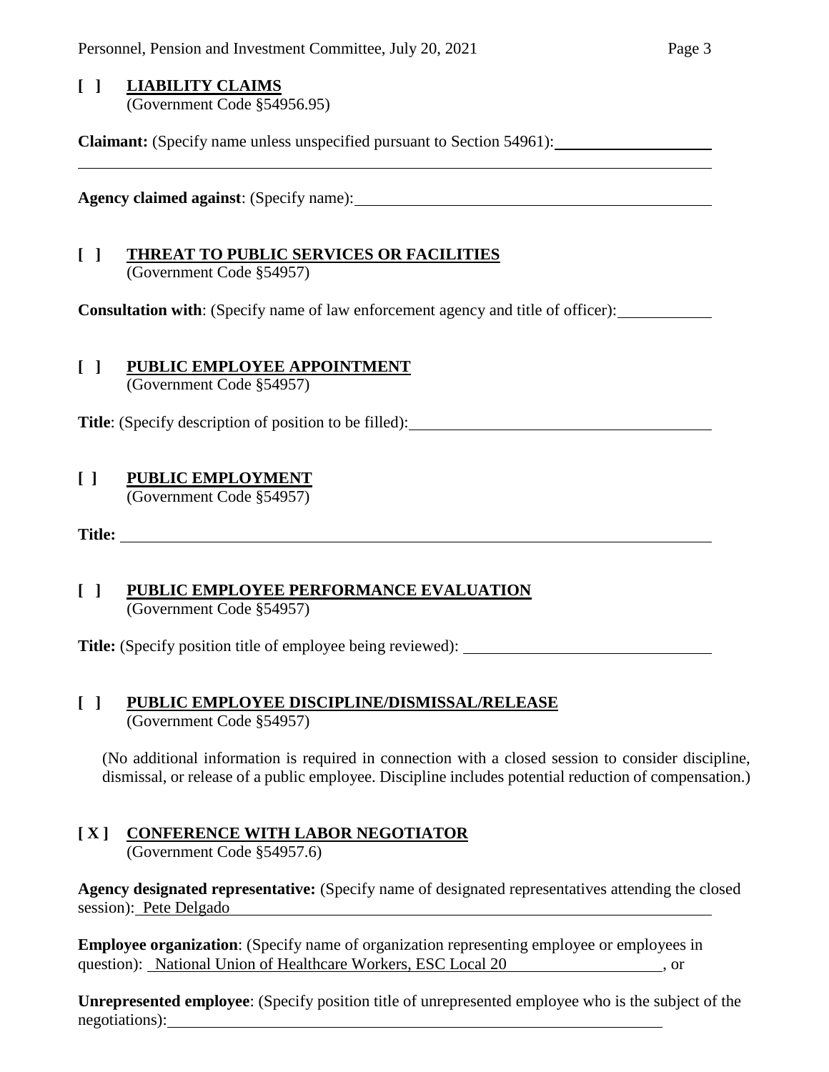**[ ] LIABILITY CLAIMS**
(Government Code §54956.95)

**Claimant:** (Specify name unless unspecified pursuant to Section 54961): ____________________

**Agency claimed against**: (Specify name): ____________________

**[ ] THREAT TO PUBLIC SERVICES OR FACILITIES**
(Government Code §54957)

**Consultation with**: (Specify name of law enforcement agency and title of officer): ____________

**[ ] PUBLIC EMPLOYEE APPOINTMENT**
(Government Code §54957)

**Title**: (Specify description of position to be filled): ____________________

**[ ] PUBLIC EMPLOYMENT**
(Government Code §54957)

**Title:** ____________________

**[ ] PUBLIC EMPLOYEE PERFORMANCE EVALUATION**
(Government Code §54957)

**Title:** (Specify position title of employee being reviewed): ____________________

**[ ] PUBLIC EMPLOYEE DISCIPLINE/DISMISSAL/RELEASE**
(Government Code §54957)

(No additional information is required in connection with a closed session to consider discipline, dismissal, or release of a public employee. Discipline includes potential reduction of compensation.)

**[ X ] CONFERENCE WITH LABOR NEGOTIATOR**
(Government Code §54957.6)

**Agency designated representative:** (Specify name of designated representatives attending the closed session): Pete Delgado

**Employee organization**: (Specify name of organization representing employee or employees in question): National Union of Healthcare Workers, ESC Local 20, or

**Unrepresented employee**: (Specify position title of unrepresented employee who is the subject of the negotiations): ____________________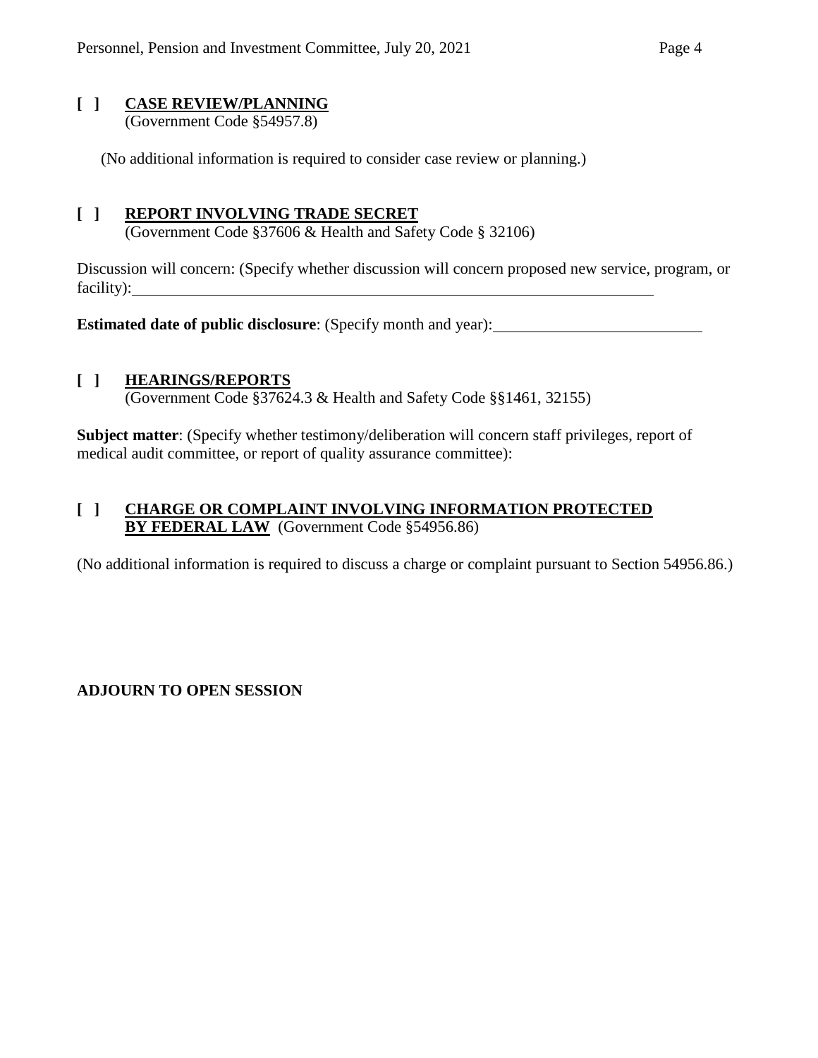**[ ] CASE REVIEW/PLANNING**
(Government Code §54957.8)

(No additional information is required to consider case review or planning.)

**[ ] REPORT INVOLVING TRADE SECRET**
(Government Code §37606 & Health and Safety Code § 32106)

Discussion will concern: (Specify whether discussion will concern proposed new service, program, or facility): ______________________________

**Estimated date of public disclosure**: (Specify month and year): ______________________________

**[ ] HEARINGS/REPORTS**
(Government Code §37624.3 & Health and Safety Code §§1461, 32155)

**Subject matter**: (Specify whether testimony/deliberation will concern staff privileges, report of medical audit committee, or report of quality assurance committee):

**[ ] CHARGE OR COMPLAINT INVOLVING INFORMATION PROTECTED BY FEDERAL LAW** (Government Code §54956.86)

(No additional information is required to discuss a charge or complaint pursuant to Section 54956.86.)

**ADJOURN TO OPEN SESSION**